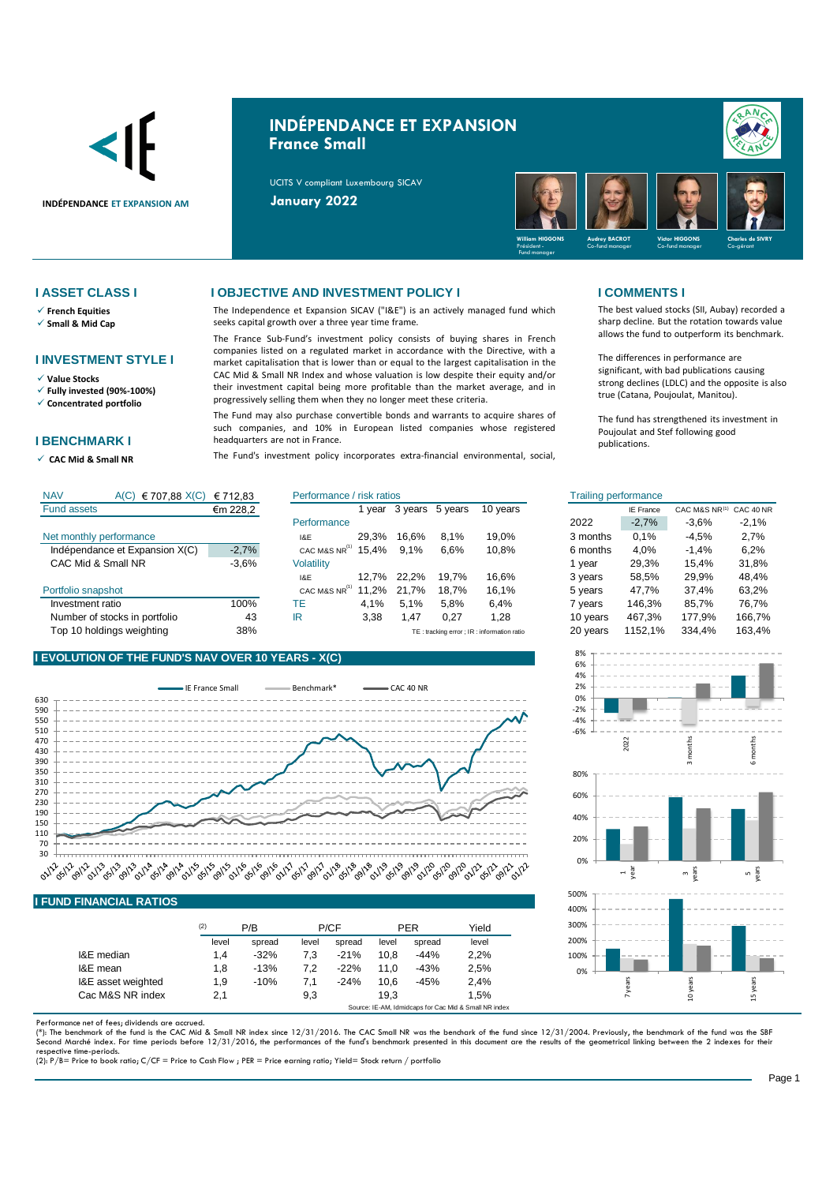INDÉPENDANCE ET EXPANSION AM

# INDÉPENDANCE ET EXPANSION
## France Small

UCITS V compliant Luxembourg SICAV

**January 2022**

William HIGGONS – Président - Fund manager
Audrey BACROT – Co-fund manager
Victor HIGGONS – Co-fund manager
Charles de SIVRY – Co-gérant

## I ASSET CLASS I

- French Equities
- Small & Mid Cap

## I INVESTMENT STYLE I

- Value Stocks
- Fully invested (90%-100%)
- Concentrated portfolio

## I BENCHMARK I

- CAC Mid & Small NR

## I OBJECTIVE AND INVESTMENT POLICY I

The Independence et Expansion SICAV ("I&E") is an actively managed fund which seeks capital growth over a three year time frame.

The France Sub-Fund's investment policy consists of buying shares in French companies listed on a regulated market in accordance with the Directive, with a market capitalisation that is lower than or equal to the largest capitalisation in the CAC Mid & Small NR Index and whose valuation is low despite their equity and/or their investment capital being more profitable than the market average, and in progressively selling them when they no longer meet these criteria.

The Fund may also purchase convertible bonds and warrants to acquire shares of such companies, and 10% in European listed companies whose registered headquarters are not in France.

The Fund's investment policy incorporates extra-financial environmental, social,

## I COMMENTS I

The best valued stocks (SII, Aubay) recorded a sharp decline. But the rotation towards value allows the fund to outperform its benchmark.

The differences in performance are significant, with bad publications causing strong declines (LDLC) and the opposite is also true (Catana, Poujoulat, Manitou).

The fund has strengthened its investment in Poujoulat and Stef following good publications.

| NAV | A(C) € 707,88 | X(C) € 712,83 |
|---|---|---|
| Fund assets | | €m 228,2 |
| **Net monthly performance** | | |
| Indépendance et Expansion X(C) | | -2,7% |
| CAC Mid & Small NR | | -3,6% |
| **Portfolio snapshot** | | |
| Investment ratio | | 100% |
| Number of stocks in portfolio | | 43 |
| Top 10 holdings weighting | | 38% |

**Performance / risk ratios**

| | 1 year | 3 years | 5 years | 10 years |
|---|---|---|---|---|
| **Performance** | | | | |
| I&E | 29,3% | 16,6% | 8,1% | 19,0% |
| CAC M&S NR[1] | 15,4% | 9,1% | 6,6% | 10,8% |
| **Volatility** | | | | |
| I&E | 12,7% | 22,2% | 19,7% | 16,6% |
| CAC M&S NR[1] | 11,2% | 21,7% | 18,7% | 16,1% |
| TE | 4,1% | 5,1% | 5,8% | 6,4% |
| IR | 3,38 | 1,47 | 0,27 | 1,28 |

TE : tracking error ; IR : information ratio

**Trailing performance**

| | IE France | CAC M&S NR[1] | CAC 40 NR |
|---|---|---|---|
| 2022 | -2,7% | -3,6% | -2,1% |
| 3 months | 0,1% | -4,5% | 2,7% |
| 6 months | 4,0% | -1,4% | 6,2% |
| 1 year | 29,3% | 15,4% | 31,8% |
| 3 years | 58,5% | 29,9% | 48,4% |
| 5 years | 47,7% | 37,4% | 63,2% |
| 7 years | 146,3% | 85,7% | 76,7% |
| 10 years | 467,3% | 177,9% | 166,7% |
| 20 years | 1152,1% | 334,4% | 163,4% |

## I EVOLUTION OF THE FUND'S NAV OVER 10 YEARS - X(C)

## I FUND FINANCIAL RATIOS

| (2) | P/B | | P/CF | | PER | | Yield |
|---|---|---|---|---|---|---|---|
| | level | spread | level | spread | level | spread | level |
| I&E median | 1,4 | -32% | 7,3 | -21% | 10,8 | -44% | 2,2% |
| I&E mean | 1,8 | -13% | 7,2 | -22% | 11,0 | -43% | 2,5% |
| I&E asset weighted | 1,9 | -10% | 7,1 | -24% | 10,6 | -45% | 2,4% |
| Cac M&S NR index | 2,1 | | 9,3 | | 19,3 | | 1,5% |

Source: IE-AM, Idmidcaps for Cac Mid & Small NR index

Performance net of fees; dividends are accrued.

(*): The benchmark of the fund is the CAC Mid & Small NR index since 12/31/2016. The CAC Small NR was the bench of the fund since 12/31/2004. Previously, the benchmark of the fund was the SBF Second Marché index. For time periods before 12/31/2016, the performances of the fund's benchmark presented in this document are the results of the geometrical linking between the 2 indexes for their respective time-periods.

(2): P/B= Price to book ratio; C/CF = Price to Cash Flow ; PER = Price earning ratio; Yield= Stock return / portfolio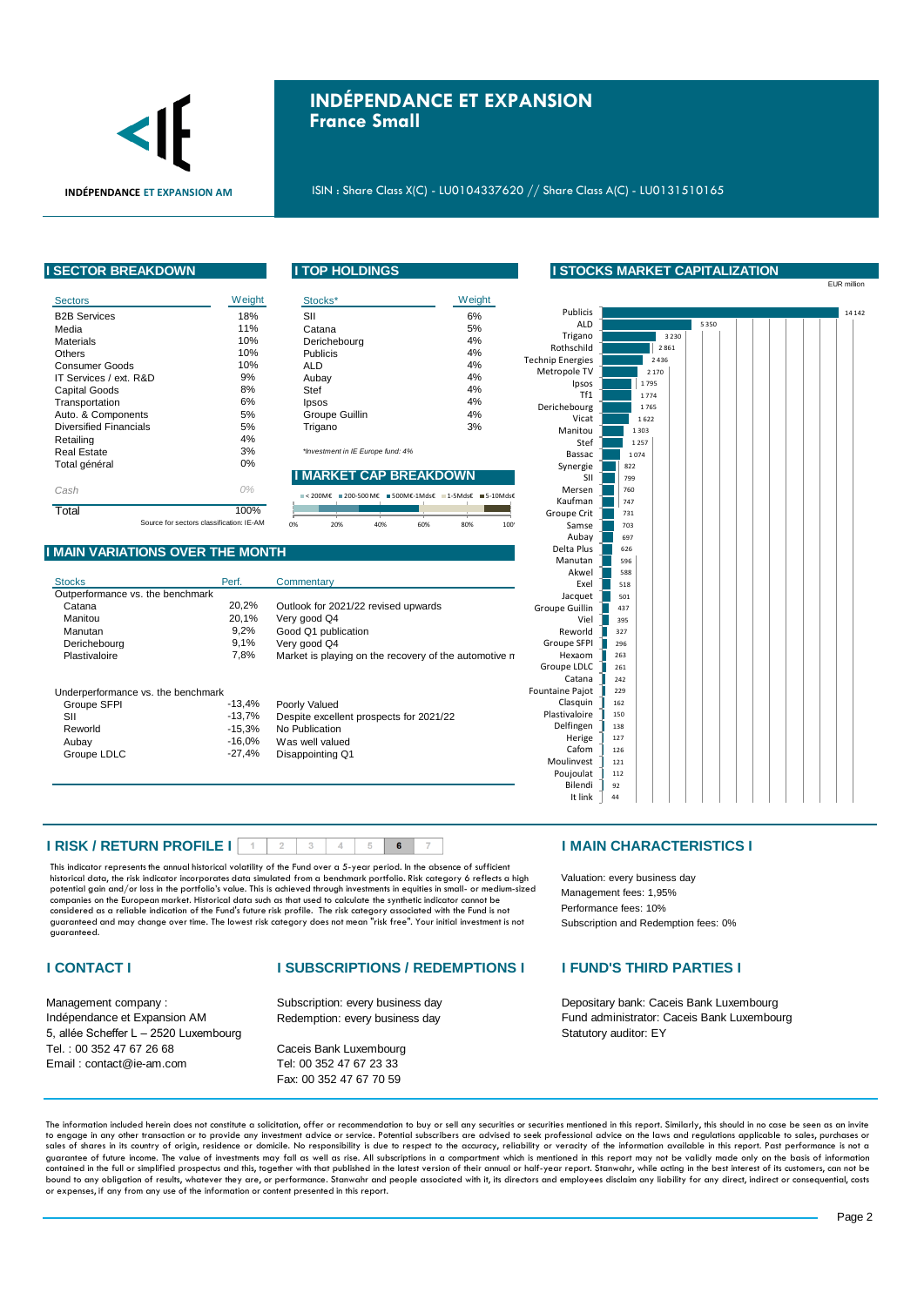# INDÉPENDANCE ET EXPANSION
## France Small

INDÉPENDANCE ET EXPANSION AM

ISIN : Share Class X(C) - LU0104337620 // Share Class A(C) - LU0131510165

## I SECTOR BREAKDOWN

| Sectors | Weight |
|---|---|
| B2B Services | 18% |
| Media | 11% |
| Materials | 10% |
| Others | 10% |
| Consumer Goods | 10% |
| IT Services / ext. R&D | 9% |
| Capital Goods | 8% |
| Transportation | 6% |
| Auto. & Components | 5% |
| Diversified Financials | 5% |
| Retailing | 4% |
| Real Estate | 3% |
| Total général | 0% |
| *Cash* | *0%* |
| Total | 100% |

Source for sectors classification: IE-AM

## I TOP HOLDINGS

| Stocks* | Weight |
|---|---|
| SII | 6% |
| Catana | 5% |
| Derichebourg | 4% |
| Publicis | 4% |
| ALD | 4% |
| Aubay | 4% |
| Stef | 4% |
| Ipsos | 4% |
| Groupe Guillin | 4% |
| Trigano | 3% |

*\*Investment in IE Europe fund: 4%*

## I MARKET CAP BREAKDOWN

< 200M€ 200-500M€ 500M€-1Mds€ 1-5Mds€ 5-10Mds€

0% 20% 40% 60% 80% 100%

## I STOCKS MARKET CAPITALIZATION

EUR million

Publicis 14 142
ALD 5 350
Trigano 3 230
Rothschild 2 861
Technip Energies 2 436
Metropole TV 2 170
Ipsos 1 795
Tf1 1 774
Derichebourg 1 765
Vicat 1 622
Manitou 1 303
Stef 1 257
Bassac 1 074
Synergie 822
SII 799
Mersen 760
Kaufman 747
Groupe Crit 731
Samse 703
Aubay 697
Delta Plus 626
Manutan 596
Akwel 588
Exel 518
Jacquet 501
Groupe Guillin 437
Viel 395
Reworld 327
Groupe SFPI 296
Hexaom 263
Groupe LDLC 261
Catana 242
Fountaine Pajot 229
Clasquin 162
Plastivaloire 150
Delfingen 138
Herige 127
Cafom 126
Moulinvest 121
Poujoulat 112
Bilendi 92
It link 44

## I MAIN VARIATIONS OVER THE MONTH

| Stocks | Perf. | Commentary |
|---|---|---|
| Outperformance vs. the benchmark | | |
| Catana | 20,2% | Outlook for 2021/22 revised upwards |
| Manitou | 20,1% | Very good Q4 |
| Manutan | 9,2% | Good Q1 publication |
| Derichebourg | 9,1% | Very good Q4 |
| Plastivaloire | 7,8% | Market is playing on the recovery of the automotive m |
| Underperformance vs. the benchmark | | |
| Groupe SFPI | -13,4% | Poorly Valued |
| SII | -13,7% | Despite excellent prospects for 2021/22 |
| Reworld | -15,3% | No Publication |
| Aubay | -16,0% | Was well valued |
| Groupe LDLC | -27,4% | Disappointing Q1 |

## I RISK / RETURN PROFILE I

1 2 3 4 5 **6** 7

This indicator represents the annual historical volatility of the Fund over a 5-year period. In the absence of sufficient historical data, the risk indicator incorporates data simulated from a benchmark portfolio. Risk category 6 reflects a high potential gain and/or loss in the portfolio's value. This is achieved through investments in equities in small- or medium-sized companies on the European market. Historical data such as that used to calculate the synthetic indicator cannot be considered as a reliable indication of the Fund's future risk profile. The risk category associated with the Fund is not guaranteed and may change over time. The lowest risk category does not mean "risk free". Your initial investment is not guaranteed.

## I MAIN CHARACTERISTICS I

Valuation: every business day
Management fees: 1,95%
Performance fees: 10%
Subscription and Redemption fees: 0%

## I CONTACT I

Management company :
Indépendance et Expansion AM
5, allée Scheffer L – 2520 Luxembourg
Tel. : 00 352 47 47 26 68
Email : contact@ie-am.com

## I SUBSCRIPTIONS / REDEMPTIONS I

Subscription: every business day
Redemption: every business day

Caceis Bank Luxembourg
Tel: 00 352 47 67 23 33
Fax: 00 352 47 67 70 59

## I FUND'S THIRD PARTIES I

Depositary bank: Caceis Bank Luxembourg
Fund administrator: Caceis Bank Luxembourg
Statutory auditor: EY

The information included herein does not constitute a solicitation, offer or recommendation to buy or sell any securities or securities mentioned in this report. Similarly, this should in no case be seen as an invite to engage in any other transaction or to provide any investment advice or service. Potential subscribers are advised to seek professional advice on the laws and regulations applicable to sales, purchases or sales of shares in its country of origin, residence or domicile. No responsibility is due to respect to the accuracy, reliability or veracity of the information available in this report. Past performance is not a guarantee of future income. The value of investments may fall as well as rise. All subscriptions in a compartment which is mentioned in this report may not be validly made only on the basis of information contained in the full or simplified prospectus and this, together with that published in the latest version of their annual or half-year report. Stanwahr, while acting in the best interest of its customers, can not be bound to any obligation of results, whatever they are, or performance. Stanwahr and people associated with it, its directors and employees disclaim any liability for any direct, indirect or consequential, costs or expenses, if any from any use of the information or content presented in this report.